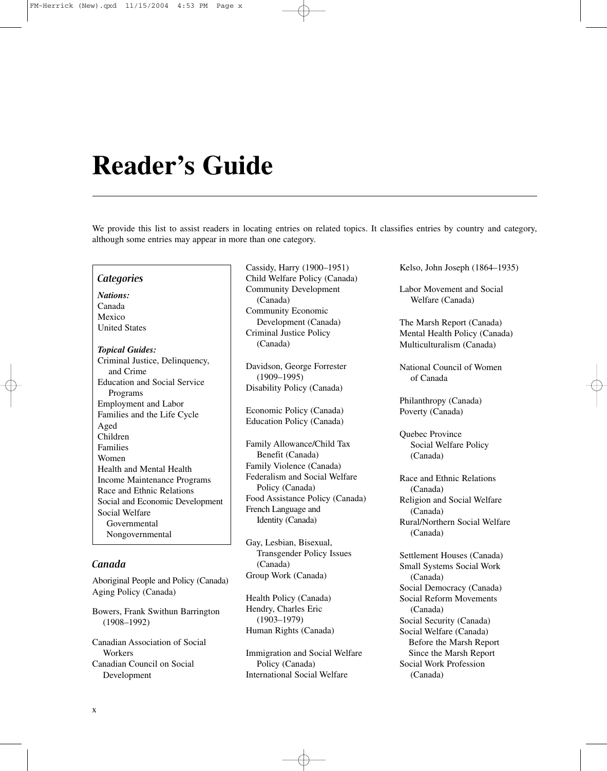# Reader's Guide

We provide this list to assist readers in locating entries on related topics. It classifies entries by country and category, although some entries may appear in more than one category.

### *Categories*

***Nations:***
Canada
Mexico
United States

***Topical Guides:***
Criminal Justice, Delinquency, and Crime
Education and Social Service Programs
Employment and Labor
Families and the Life Cycle
Aged
Children
Families
Women
Health and Mental Health
Income Maintenance Programs
Race and Ethnic Relations
Social and Economic Development
Social Welfare
  Governmental
  Nongovernmental

## *Canada*

Aboriginal People and Policy (Canada)
Aging Policy (Canada)

Bowers, Frank Swithun Barrington (1908–1992)

Canadian Association of Social Workers
Canadian Council on Social Development
Cassidy, Harry (1900–1951)
Child Welfare Policy (Canada)
Community Development (Canada)
Community Economic Development (Canada)
Criminal Justice Policy (Canada)

Davidson, George Forrester (1909–1995)
Disability Policy (Canada)

Economic Policy (Canada)
Education Policy (Canada)

Family Allowance/Child Tax Benefit (Canada)
Family Violence (Canada)
Federalism and Social Welfare Policy (Canada)
Food Assistance Policy (Canada)
French Language and Identity (Canada)

Gay, Lesbian, Bisexual, Transgender Policy Issues (Canada)
Group Work (Canada)

Health Policy (Canada)
Hendry, Charles Eric (1903–1979)
Human Rights (Canada)

Immigration and Social Welfare Policy (Canada)
International Social Welfare

Kelso, John Joseph (1864–1935)

Labor Movement and Social Welfare (Canada)

The Marsh Report (Canada)
Mental Health Policy (Canada)
Multiculturalism (Canada)

National Council of Women of Canada

Philanthropy (Canada)
Poverty (Canada)

Quebec Province
  Social Welfare Policy (Canada)

Race and Ethnic Relations (Canada)
Religion and Social Welfare (Canada)
Rural/Northern Social Welfare (Canada)

Settlement Houses (Canada)
Small Systems Social Work (Canada)
Social Democracy (Canada)
Social Reform Movements (Canada)
Social Security (Canada)
Social Welfare (Canada)
  Before the Marsh Report
  Since the Marsh Report
Social Work Profession (Canada)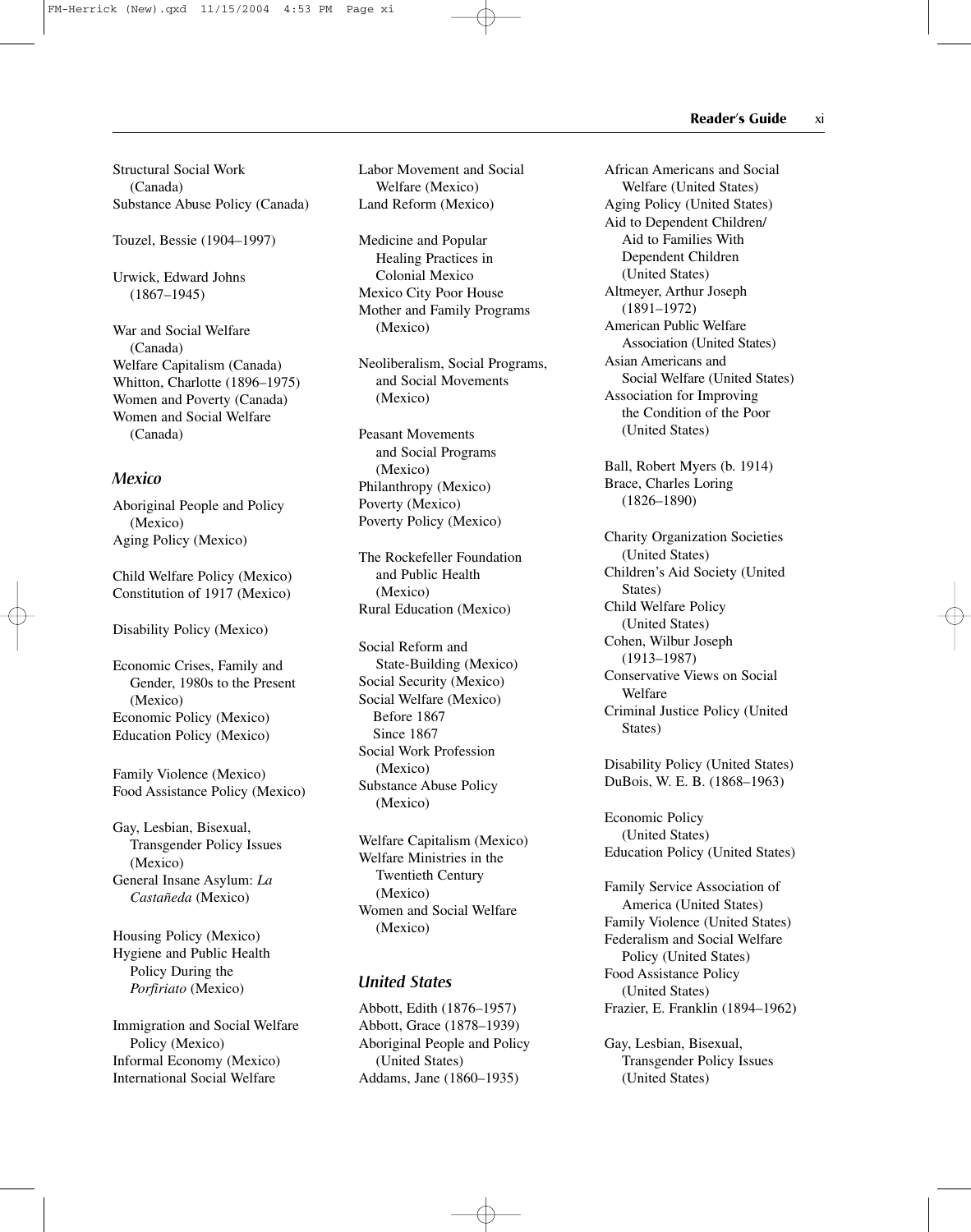Structural Social Work (Canada)
Substance Abuse Policy (Canada)

Touzel, Bessie (1904–1997)

Urwick, Edward Johns (1867–1945)

War and Social Welfare (Canada)
Welfare Capitalism (Canada)
Whitton, Charlotte (1896–1975)
Women and Poverty (Canada)
Women and Social Welfare (Canada)

### *Mexico*

Aboriginal People and Policy (Mexico)
Aging Policy (Mexico)

Child Welfare Policy (Mexico)
Constitution of 1917 (Mexico)

Disability Policy (Mexico)

Economic Crises, Family and Gender, 1980s to the Present (Mexico)
Economic Policy (Mexico)
Education Policy (Mexico)

Family Violence (Mexico)
Food Assistance Policy (Mexico)

Gay, Lesbian, Bisexual, Transgender Policy Issues (Mexico)
General Insane Asylum: *La Castañeda* (Mexico)

Housing Policy (Mexico)
Hygiene and Public Health Policy During the *Porfiriato* (Mexico)

Immigration and Social Welfare Policy (Mexico)
Informal Economy (Mexico)
International Social Welfare

Labor Movement and Social Welfare (Mexico)
Land Reform (Mexico)

Medicine and Popular Healing Practices in Colonial Mexico
Mexico City Poor House
Mother and Family Programs (Mexico)

Neoliberalism, Social Programs, and Social Movements (Mexico)

Peasant Movements and Social Programs (Mexico)
Philanthropy (Mexico)
Poverty (Mexico)
Poverty Policy (Mexico)

The Rockefeller Foundation and Public Health (Mexico)
Rural Education (Mexico)

Social Reform and State-Building (Mexico)
Social Security (Mexico)
Social Welfare (Mexico)
  Before 1867
  Since 1867
Social Work Profession (Mexico)
Substance Abuse Policy (Mexico)

Welfare Capitalism (Mexico)
Welfare Ministries in the Twentieth Century (Mexico)
Women and Social Welfare (Mexico)

### *United States*

Abbott, Edith (1876–1957)
Abbott, Grace (1878–1939)
Aboriginal People and Policy (United States)
Addams, Jane (1860–1935)
African Americans and Social Welfare (United States)
Aging Policy (United States)
Aid to Dependent Children/ Aid to Families With Dependent Children (United States)
Altmeyer, Arthur Joseph (1891–1972)
American Public Welfare Association (United States)
Asian Americans and Social Welfare (United States)
Association for Improving the Condition of the Poor (United States)

Ball, Robert Myers (b. 1914)
Brace, Charles Loring (1826–1890)

Charity Organization Societies (United States)
Children's Aid Society (United States)
Child Welfare Policy (United States)
Cohen, Wilbur Joseph (1913–1987)
Conservative Views on Social Welfare
Criminal Justice Policy (United States)

Disability Policy (United States)
DuBois, W. E. B. (1868–1963)

Economic Policy (United States)
Education Policy (United States)

Family Service Association of America (United States)
Family Violence (United States)
Federalism and Social Welfare Policy (United States)
Food Assistance Policy (United States)
Frazier, E. Franklin (1894–1962)

Gay, Lesbian, Bisexual, Transgender Policy Issues (United States)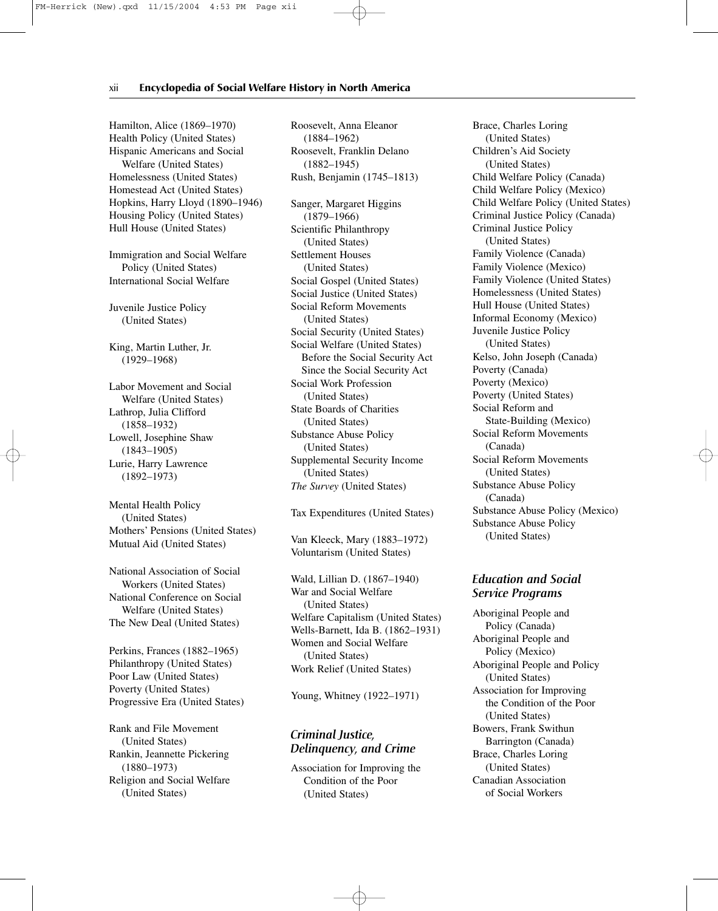Hamilton, Alice (1869–1970)
Health Policy (United States)
Hispanic Americans and Social Welfare (United States)
Homelessness (United States)
Homestead Act (United States)
Hopkins, Harry Lloyd (1890–1946)
Housing Policy (United States)
Hull House (United States)

Immigration and Social Welfare Policy (United States)
International Social Welfare

Juvenile Justice Policy (United States)

King, Martin Luther, Jr. (1929–1968)

Labor Movement and Social Welfare (United States)
Lathrop, Julia Clifford (1858–1932)
Lowell, Josephine Shaw (1843–1905)
Lurie, Harry Lawrence (1892–1973)

Mental Health Policy (United States)
Mothers' Pensions (United States)
Mutual Aid (United States)

National Association of Social Workers (United States)
National Conference on Social Welfare (United States)
The New Deal (United States)

Perkins, Frances (1882–1965)
Philanthropy (United States)
Poor Law (United States)
Poverty (United States)
Progressive Era (United States)

Rank and File Movement (United States)
Rankin, Jeannette Pickering (1880–1973)
Religion and Social Welfare (United States)
Roosevelt, Anna Eleanor (1884–1962)
Roosevelt, Franklin Delano (1882–1945)
Rush, Benjamin (1745–1813)

Sanger, Margaret Higgins (1879–1966)
Scientific Philanthropy (United States)
Settlement Houses (United States)
Social Gospel (United States)
Social Justice (United States)
Social Reform Movements (United States)
Social Security (United States)
Social Welfare (United States)
  Before the Social Security Act
  Since the Social Security Act
Social Work Profession (United States)
State Boards of Charities (United States)
Substance Abuse Policy (United States)
Supplemental Security Income (United States)
*The Survey* (United States)

Tax Expenditures (United States)

Van Kleeck, Mary (1883–1972)
Voluntarism (United States)

Wald, Lillian D. (1867–1940)
War and Social Welfare (United States)
Welfare Capitalism (United States)
Wells-Barnett, Ida B. (1862–1931)
Women and Social Welfare (United States)
Work Relief (United States)

Young, Whitney (1922–1971)

### *Criminal Justice, Delinquency, and Crime*

Association for Improving the Condition of the Poor (United States)
Brace, Charles Loring (United States)
Children's Aid Society (United States)
Child Welfare Policy (Canada)
Child Welfare Policy (Mexico)
Child Welfare Policy (United States)
Criminal Justice Policy (Canada)
Criminal Justice Policy (United States)
Family Violence (Canada)
Family Violence (Mexico)
Family Violence (United States)
Homelessness (United States)
Hull House (United States)
Informal Economy (Mexico)
Juvenile Justice Policy (United States)
Kelso, John Joseph (Canada)
Poverty (Canada)
Poverty (Mexico)
Poverty (United States)
Social Reform and State-Building (Mexico)
Social Reform Movements (Canada)
Social Reform Movements (United States)
Substance Abuse Policy (Canada)
Substance Abuse Policy (Mexico)
Substance Abuse Policy (United States)

### *Education and Social Service Programs*

Aboriginal People and Policy (Canada)
Aboriginal People and Policy (Mexico)
Aboriginal People and Policy (United States)
Association for Improving the Condition of the Poor (United States)
Bowers, Frank Swithun Barrington (Canada)
Brace, Charles Loring (United States)
Canadian Association of Social Workers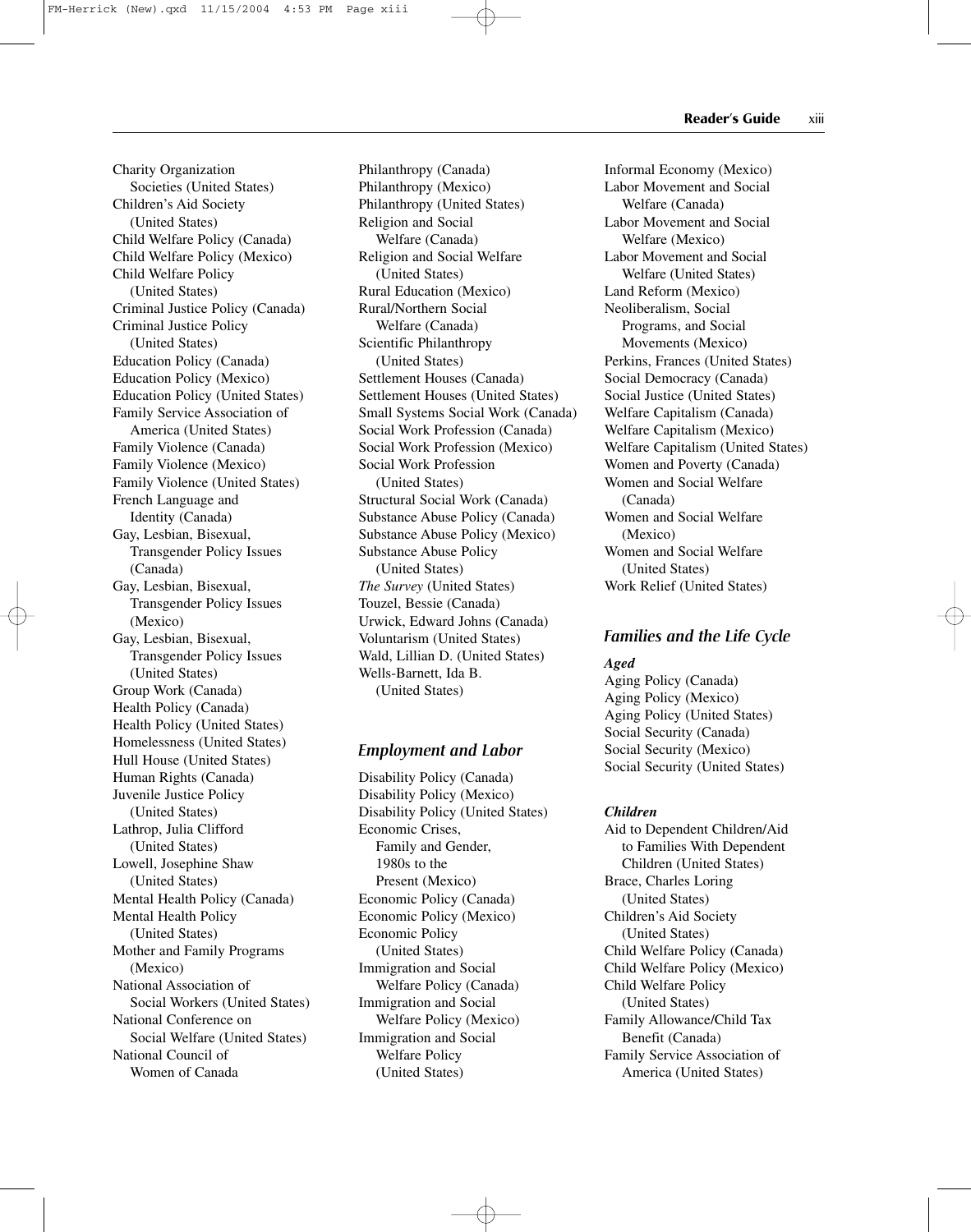Charity Organization Societies (United States)
Children's Aid Society (United States)
Child Welfare Policy (Canada)
Child Welfare Policy (Mexico)
Child Welfare Policy (United States)
Criminal Justice Policy (Canada)
Criminal Justice Policy (United States)
Education Policy (Canada)
Education Policy (Mexico)
Education Policy (United States)
Family Service Association of America (United States)
Family Violence (Canada)
Family Violence (Mexico)
Family Violence (United States)
French Language and Identity (Canada)
Gay, Lesbian, Bisexual, Transgender Policy Issues (Canada)
Gay, Lesbian, Bisexual, Transgender Policy Issues (Mexico)
Gay, Lesbian, Bisexual, Transgender Policy Issues (United States)
Group Work (Canada)
Health Policy (Canada)
Health Policy (United States)
Homelessness (United States)
Hull House (United States)
Human Rights (Canada)
Juvenile Justice Policy (United States)
Lathrop, Julia Clifford (United States)
Lowell, Josephine Shaw (United States)
Mental Health Policy (Canada)
Mental Health Policy (United States)
Mother and Family Programs (Mexico)
National Association of Social Workers (United States)
National Conference on Social Welfare (United States)
National Council of Women of Canada
Philanthropy (Canada)
Philanthropy (Mexico)
Philanthropy (United States)
Religion and Social Welfare (Canada)
Religion and Social Welfare (United States)
Rural Education (Mexico)
Rural/Northern Social Welfare (Canada)
Scientific Philanthropy (United States)
Settlement Houses (Canada)
Settlement Houses (United States)
Small Systems Social Work (Canada)
Social Work Profession (Canada)
Social Work Profession (Mexico)
Social Work Profession (United States)
Structural Social Work (Canada)
Substance Abuse Policy (Canada)
Substance Abuse Policy (Mexico)
Substance Abuse Policy (United States)
*The Survey* (United States)
Touzel, Bessie (Canada)
Urwick, Edward Johns (Canada)
Voluntarism (United States)
Wald, Lillian D. (United States)
Wells-Barnett, Ida B. (United States)

## *Employment and Labor*

Disability Policy (Canada)
Disability Policy (Mexico)
Disability Policy (United States)
Economic Crises, Family and Gender, 1980s to the Present (Mexico)
Economic Policy (Canada)
Economic Policy (Mexico)
Economic Policy (United States)
Immigration and Social Welfare Policy (Canada)
Immigration and Social Welfare Policy (Mexico)
Immigration and Social Welfare Policy (United States)
Informal Economy (Mexico)
Labor Movement and Social Welfare (Canada)
Labor Movement and Social Welfare (Mexico)
Labor Movement and Social Welfare (United States)
Land Reform (Mexico)
Neoliberalism, Social Programs, and Social Movements (Mexico)
Perkins, Frances (United States)
Social Democracy (Canada)
Social Justice (United States)
Welfare Capitalism (Canada)
Welfare Capitalism (Mexico)
Welfare Capitalism (United States)
Women and Poverty (Canada)
Women and Social Welfare (Canada)
Women and Social Welfare (Mexico)
Women and Social Welfare (United States)
Work Relief (United States)

## *Families and the Life Cycle*

### ***Aged***

Aging Policy (Canada)
Aging Policy (Mexico)
Aging Policy (United States)
Social Security (Canada)
Social Security (Mexico)
Social Security (United States)

### ***Children***

Aid to Dependent Children/Aid to Families With Dependent Children (United States)
Brace, Charles Loring (United States)
Children's Aid Society (United States)
Child Welfare Policy (Canada)
Child Welfare Policy (Mexico)
Child Welfare Policy (United States)
Family Allowance/Child Tax Benefit (Canada)
Family Service Association of America (United States)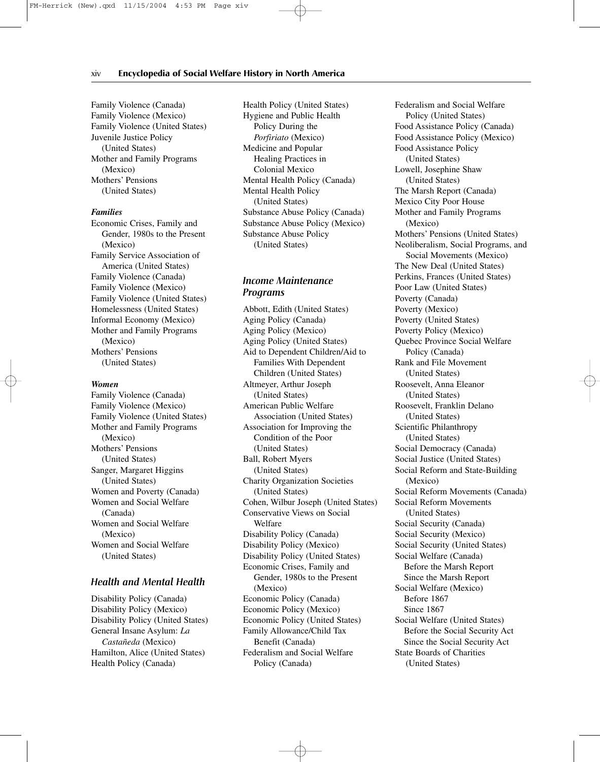Family Violence (Canada)
Family Violence (Mexico)
Family Violence (United States)
Juvenile Justice Policy
(United States)
Mother and Family Programs
(Mexico)
Mothers' Pensions
(United States)

***Families***

Economic Crises, Family and Gender, 1980s to the Present (Mexico)
Family Service Association of America (United States)
Family Violence (Canada)
Family Violence (Mexico)
Family Violence (United States)
Homelessness (United States)
Informal Economy (Mexico)
Mother and Family Programs (Mexico)
Mothers' Pensions (United States)

***Women***

Family Violence (Canada)
Family Violence (Mexico)
Family Violence (United States)
Mother and Family Programs (Mexico)
Mothers' Pensions (United States)
Sanger, Margaret Higgins (United States)
Women and Poverty (Canada)
Women and Social Welfare (Canada)
Women and Social Welfare (Mexico)
Women and Social Welfare (United States)

## *Health and Mental Health*

Disability Policy (Canada)
Disability Policy (Mexico)
Disability Policy (United States)
General Insane Asylum: *La Castañeda* (Mexico)
Hamilton, Alice (United States)
Health Policy (Canada)
Health Policy (United States)
Hygiene and Public Health Policy During the *Porfiriato* (Mexico)
Medicine and Popular Healing Practices in Colonial Mexico
Mental Health Policy (Canada)
Mental Health Policy (United States)
Substance Abuse Policy (Canada)
Substance Abuse Policy (Mexico)
Substance Abuse Policy (United States)

## *Income Maintenance Programs*

Abbott, Edith (United States)
Aging Policy (Canada)
Aging Policy (Mexico)
Aging Policy (United States)
Aid to Dependent Children/Aid to Families With Dependent Children (United States)
Altmeyer, Arthur Joseph (United States)
American Public Welfare Association (United States)
Association for Improving the Condition of the Poor (United States)
Ball, Robert Myers (United States)
Charity Organization Societies (United States)
Cohen, Wilbur Joseph (United States)
Conservative Views on Social Welfare
Disability Policy (Canada)
Disability Policy (Mexico)
Disability Policy (United States)
Economic Crises, Family and Gender, 1980s to the Present (Mexico)
Economic Policy (Canada)
Economic Policy (Mexico)
Economic Policy (United States)
Family Allowance/Child Tax Benefit (Canada)
Federalism and Social Welfare Policy (Canada)
Federalism and Social Welfare Policy (United States)
Food Assistance Policy (Canada)
Food Assistance Policy (Mexico)
Food Assistance Policy (United States)
Lowell, Josephine Shaw (United States)
The Marsh Report (Canada)
Mexico City Poor House
Mother and Family Programs (Mexico)
Mothers' Pensions (United States)
Neoliberalism, Social Programs, and Social Movements (Mexico)
The New Deal (United States)
Perkins, Frances (United States)
Poor Law (United States)
Poverty (Canada)
Poverty (Mexico)
Poverty (United States)
Poverty Policy (Mexico)
Quebec Province Social Welfare Policy (Canada)
Rank and File Movement (United States)
Roosevelt, Anna Eleanor (United States)
Roosevelt, Franklin Delano (United States)
Scientific Philanthropy (United States)
Social Democracy (Canada)
Social Justice (United States)
Social Reform and State-Building (Mexico)
Social Reform Movements (Canada)
Social Reform Movements (United States)
Social Security (Canada)
Social Security (Mexico)
Social Security (United States)
Social Welfare (Canada)
  Before the Marsh Report
  Since the Marsh Report
Social Welfare (Mexico)
  Before 1867
  Since 1867
Social Welfare (United States)
  Before the Social Security Act
  Since the Social Security Act
State Boards of Charities (United States)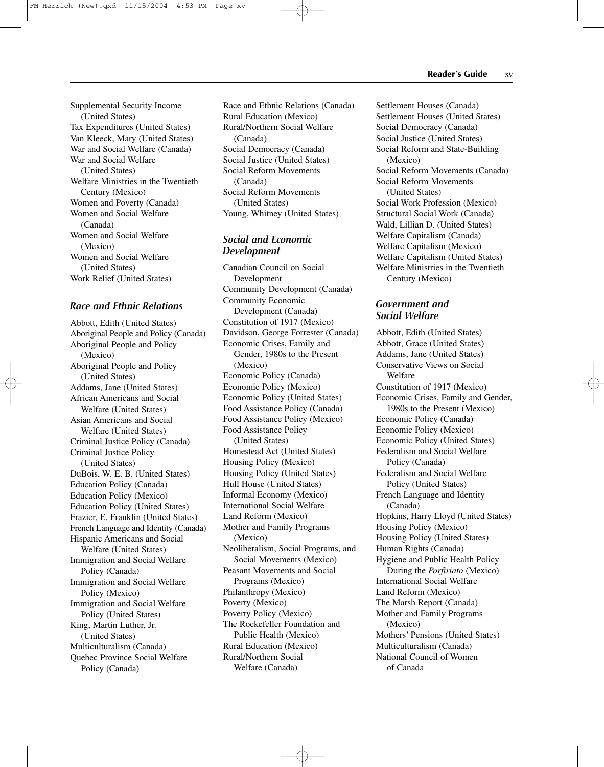Supplemental Security Income (United States)
Tax Expenditures (United States)
Van Kleeck, Mary (United States)
War and Social Welfare (Canada)
War and Social Welfare (United States)
Welfare Ministries in the Twentieth Century (Mexico)
Women and Poverty (Canada)
Women and Social Welfare (Canada)
Women and Social Welfare (Mexico)
Women and Social Welfare (United States)
Work Relief (United States)

### *Race and Ethnic Relations*

Abbott, Edith (United States)
Aboriginal People and Policy (Canada)
Aboriginal People and Policy (Mexico)
Aboriginal People and Policy (United States)
Addams, Jane (United States)
African Americans and Social Welfare (United States)
Asian Americans and Social Welfare (United States)
Criminal Justice Policy (Canada)
Criminal Justice Policy (United States)
DuBois, W. E. B. (United States)
Education Policy (Canada)
Education Policy (Mexico)
Education Policy (United States)
Frazier, E. Franklin (United States)
French Language and Identity (Canada)
Hispanic Americans and Social Welfare (United States)
Immigration and Social Welfare Policy (Canada)
Immigration and Social Welfare Policy (Mexico)
Immigration and Social Welfare Policy (United States)
King, Martin Luther, Jr. (United States)
Multiculturalism (Canada)
Quebec Province Social Welfare Policy (Canada)
Race and Ethnic Relations (Canada)
Rural Education (Mexico)
Rural/Northern Social Welfare (Canada)
Social Democracy (Canada)
Social Justice (United States)
Social Reform Movements (Canada)
Social Reform Movements (United States)
Young, Whitney (United States)

### *Social and Economic Development*

Canadian Council on Social Development
Community Development (Canada)
Community Economic Development (Canada)
Constitution of 1917 (Mexico)
Davidson, George Forrester (Canada)
Economic Crises, Family and Gender, 1980s to the Present (Mexico)
Economic Policy (Canada)
Economic Policy (Mexico)
Economic Policy (United States)
Food Assistance Policy (Canada)
Food Assistance Policy (Mexico)
Food Assistance Policy (United States)
Homestead Act (United States)
Housing Policy (Mexico)
Housing Policy (United States)
Hull House (United States)
Informal Economy (Mexico)
International Social Welfare
Land Reform (Mexico)
Mother and Family Programs (Mexico)
Neoliberalism, Social Programs, and Social Movements (Mexico)
Peasant Movements and Social Programs (Mexico)
Philanthropy (Mexico)
Poverty (Mexico)
Poverty Policy (Mexico)
The Rockefeller Foundation and Public Health (Mexico)
Rural Education (Mexico)
Rural/Northern Social Welfare (Canada)
Settlement Houses (Canada)
Settlement Houses (United States)
Social Democracy (Canada)
Social Justice (United States)
Social Reform and State-Building (Mexico)
Social Reform Movements (Canada)
Social Reform Movements (United States)
Social Work Profession (Mexico)
Structural Social Work (Canada)
Wald, Lillian D. (United States)
Welfare Capitalism (Canada)
Welfare Capitalism (Mexico)
Welfare Capitalism (United States)
Welfare Ministries in the Twentieth Century (Mexico)

### *Government and Social Welfare*

Abbott, Edith (United States)
Abbott, Grace (United States)
Addams, Jane (United States)
Conservative Views on Social Welfare
Constitution of 1917 (Mexico)
Economic Crises, Family and Gender, 1980s to the Present (Mexico)
Economic Policy (Canada)
Economic Policy (Mexico)
Economic Policy (United States)
Federalism and Social Welfare Policy (Canada)
Federalism and Social Welfare Policy (United States)
French Language and Identity (Canada)
Hopkins, Harry Lloyd (United States)
Housing Policy (Mexico)
Housing Policy (United States)
Human Rights (Canada)
Hygiene and Public Health Policy During the *Porfiriato* (Mexico)
International Social Welfare
Land Reform (Mexico)
The Marsh Report (Canada)
Mother and Family Programs (Mexico)
Mothers' Pensions (United States)
Multiculturalism (Canada)
National Council of Women of Canada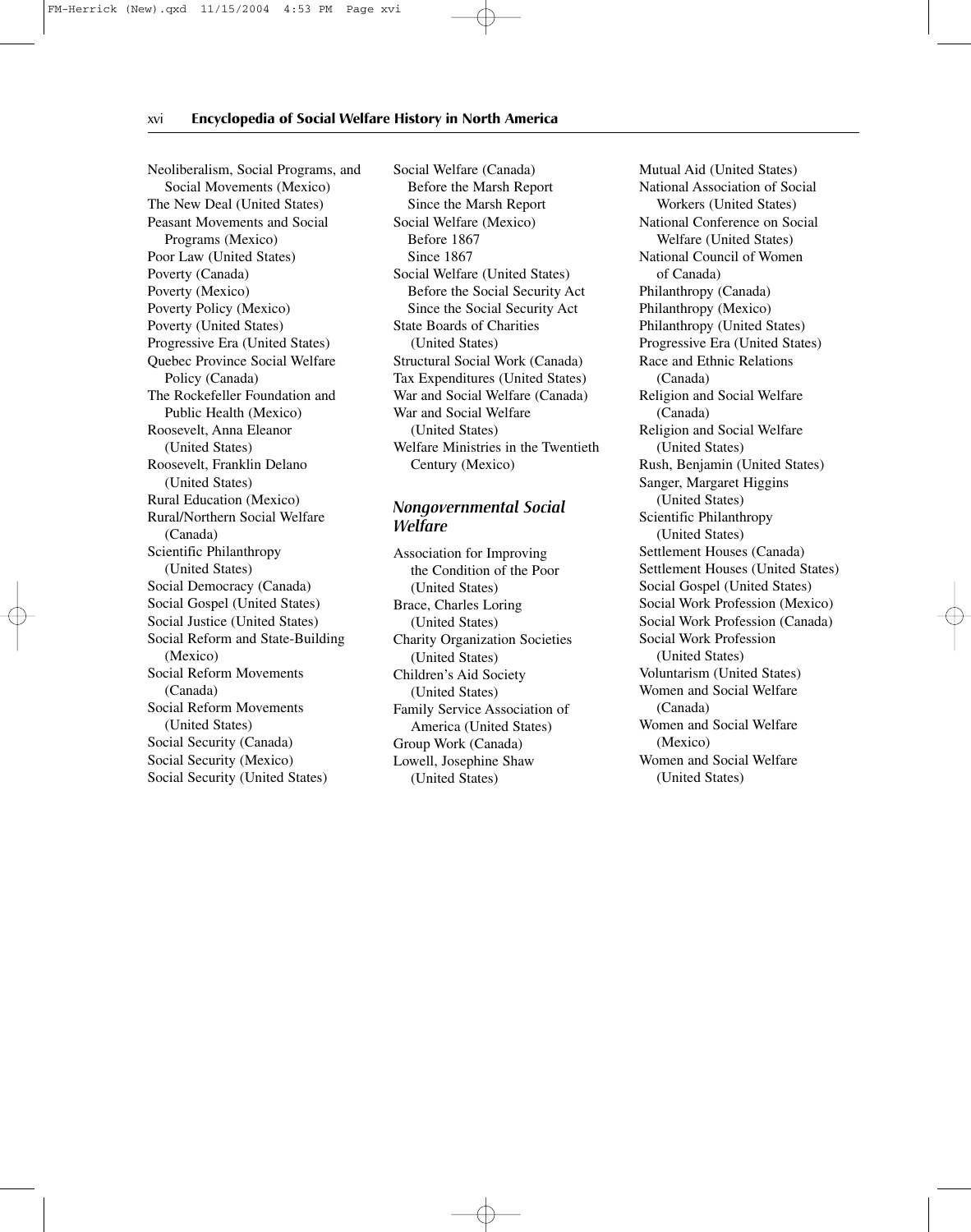Neoliberalism, Social Programs, and Social Movements (Mexico)
The New Deal (United States)
Peasant Movements and Social Programs (Mexico)
Poor Law (United States)
Poverty (Canada)
Poverty (Mexico)
Poverty Policy (Mexico)
Poverty (United States)
Progressive Era (United States)
Quebec Province Social Welfare Policy (Canada)
The Rockefeller Foundation and Public Health (Mexico)
Roosevelt, Anna Eleanor (United States)
Roosevelt, Franklin Delano (United States)
Rural Education (Mexico)
Rural/Northern Social Welfare (Canada)
Scientific Philanthropy (United States)
Social Democracy (Canada)
Social Gospel (United States)
Social Justice (United States)
Social Reform and State-Building (Mexico)
Social Reform Movements (Canada)
Social Reform Movements (United States)
Social Security (Canada)
Social Security (Mexico)
Social Security (United States)
Social Welfare (Canada)
  Before the Marsh Report
  Since the Marsh Report
Social Welfare (Mexico)
  Before 1867
  Since 1867
Social Welfare (United States)
  Before the Social Security Act
  Since the Social Security Act
State Boards of Charities (United States)
Structural Social Work (Canada)
Tax Expenditures (United States)
War and Social Welfare (Canada)
War and Social Welfare (United States)
Welfare Ministries in the Twentieth Century (Mexico)

### *Nongovernmental Social Welfare*

Association for Improving the Condition of the Poor (United States)
Brace, Charles Loring (United States)
Charity Organization Societies (United States)
Children's Aid Society (United States)
Family Service Association of America (United States)
Group Work (Canada)
Lowell, Josephine Shaw (United States)
Mutual Aid (United States)
National Association of Social Workers (United States)
National Conference on Social Welfare (United States)
National Council of Women of Canada)
Philanthropy (Canada)
Philanthropy (Mexico)
Philanthropy (United States)
Progressive Era (United States)
Race and Ethnic Relations (Canada)
Religion and Social Welfare (Canada)
Religion and Social Welfare (United States)
Rush, Benjamin (United States)
Sanger, Margaret Higgins (United States)
Scientific Philanthropy (United States)
Settlement Houses (Canada)
Settlement Houses (United States)
Social Gospel (United States)
Social Work Profession (Mexico)
Social Work Profession (Canada)
Social Work Profession (United States)
Voluntarism (United States)
Women and Social Welfare (Canada)
Women and Social Welfare (Mexico)
Women and Social Welfare (United States)